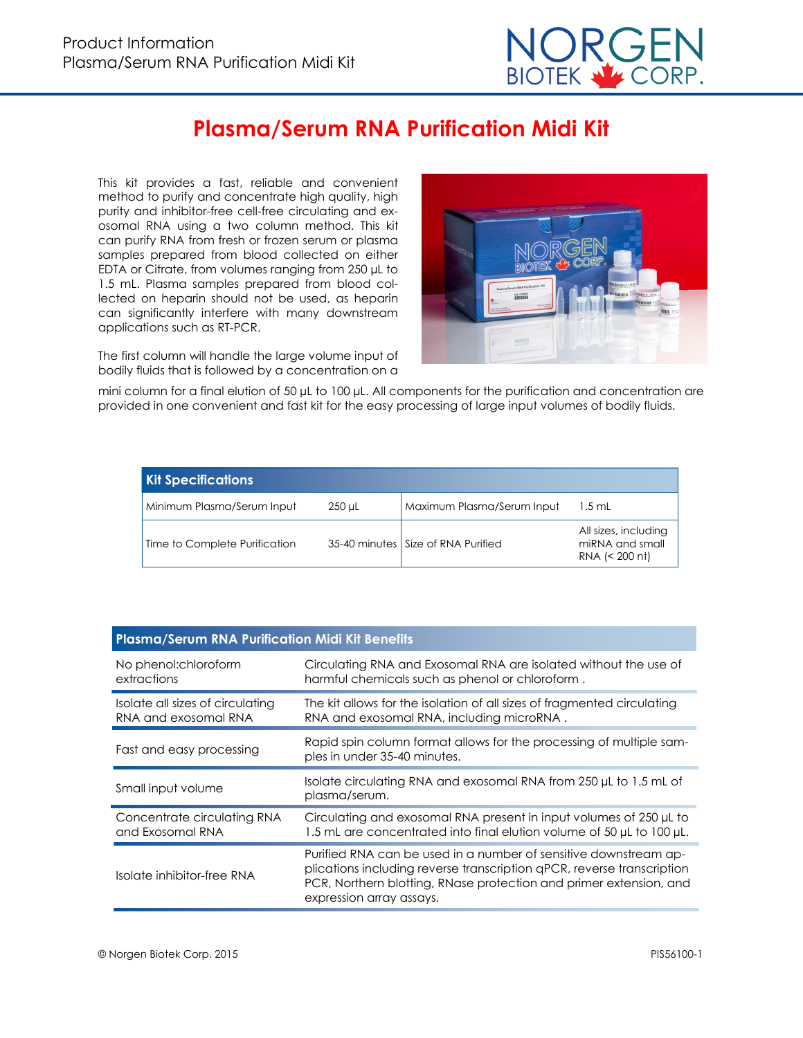# Plasma/Serum RNA Purification Midi Kit

This kit provides a fast, reliable and convenient method to purify and concentrate high quality, high purity and inhibitor-free cell-free circulating and exosomal RNA using a two column method. This kit can purify RNA from fresh or frozen serum or plasma samples prepared from blood collected on either EDTA or Citrate, from volumes ranging from 250 µL to 1.5 mL. Plasma samples prepared from blood collected on heparin should not be used, as heparin can significantly interfere with many downstream applications such as RT-PCR.

The first column will handle the large volume input of bodily fluids that is followed by a concentration on a mini column for a final elution of 50 µL to 100 µL. All components for the purification and concentration are provided in one convenient and fast kit for the easy processing of large input volumes of bodily fluids.

| Kit Specifications | | | |
|---|---|---|---|
| Minimum Plasma/Serum Input | 250 µL | Maximum Plasma/Serum Input | 1.5 mL |
| Time to Complete Purification | 35-40 minutes | Size of RNA Purified | All sizes, including miRNA and small RNA (< 200 nt) |

| Plasma/Serum RNA Purification Midi Kit Benefits | |
|---|---|
| No phenol:chloroform extractions | Circulating RNA and Exosomal RNA are isolated without the use of harmful chemicals such as phenol or chloroform . |
| Isolate all sizes of circulating RNA and exosomal RNA | The kit allows for the isolation of all sizes of fragmented circulating RNA and exosomal RNA, including microRNA . |
| Fast and easy processing | Rapid spin column format allows for the processing of multiple samples in under 35-40 minutes. |
| Small input volume | Isolate circulating RNA and exosomal RNA from 250 µL to 1.5 mL of plasma/serum. |
| Concentrate circulating RNA and Exosomal RNA | Circulating and exosomal RNA present in input volumes of 250 µL to 1.5 mL are concentrated into final elution volume of 50 µL to 100 µL. |
| Isolate inhibitor-free RNA | Purified RNA can be used in a number of sensitive downstream applications including reverse transcription qPCR, reverse transcription PCR, Northern blotting, RNase protection and primer extension, and expression array assays. |

© Norgen Biotek Corp. 2015 PIS56100-1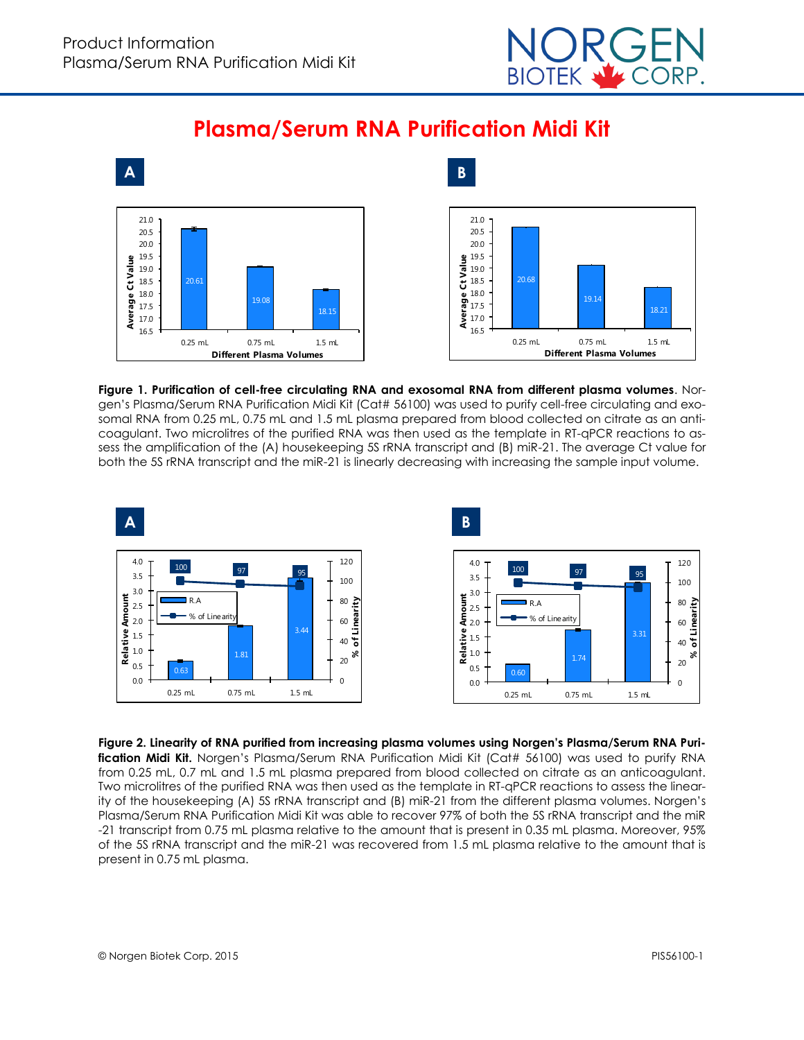# Plasma/Serum RNA Purification Midi Kit

**Figure 1. Purification of cell-free circulating RNA and exosomal RNA from different plasma volumes**. Norgen's Plasma/Serum RNA Purification Midi Kit (Cat# 56100) was used to purify cell-free circulating and exosomal RNA from 0.25 mL, 0.75 mL and 1.5 mL plasma prepared from blood collected on citrate as an anticoagulant. Two microlitres of the purified RNA was then used as the template in RT-qPCR reactions to assess the amplification of the (A) housekeeping 5S rRNA transcript and (B) miR-21. The average Ct value for both the 5S rRNA transcript and the miR-21 is linearly decreasing with increasing the sample input volume.

**Figure 2. Linearity of RNA purified from increasing plasma volumes using Norgen's Plasma/Serum RNA Purification Midi Kit.** Norgen's Plasma/Serum RNA Purification Midi Kit (Cat# 56100) was used to purify RNA from 0.25 mL, 0.7 mL and 1.5 mL plasma prepared from blood collected on citrate as an anticoagulant. Two microlitres of the purified RNA was then used as the template in RT-qPCR reactions to assess the linearity of the housekeeping (A) 5S rRNA transcript and (B) miR-21 from the different plasma volumes. Norgen's Plasma/Serum RNA Purification Midi Kit was able to recover 97% of both the 5S rRNA transcript and the miR-21 transcript from 0.75 mL plasma relative to the amount that is present in 0.35 mL plasma. Moreover, 95% of the 5S rRNA transcript and the miR-21 was recovered from 1.5 mL plasma relative to the amount that is present in 0.75 mL plasma.

© Norgen Biotek Corp. 2015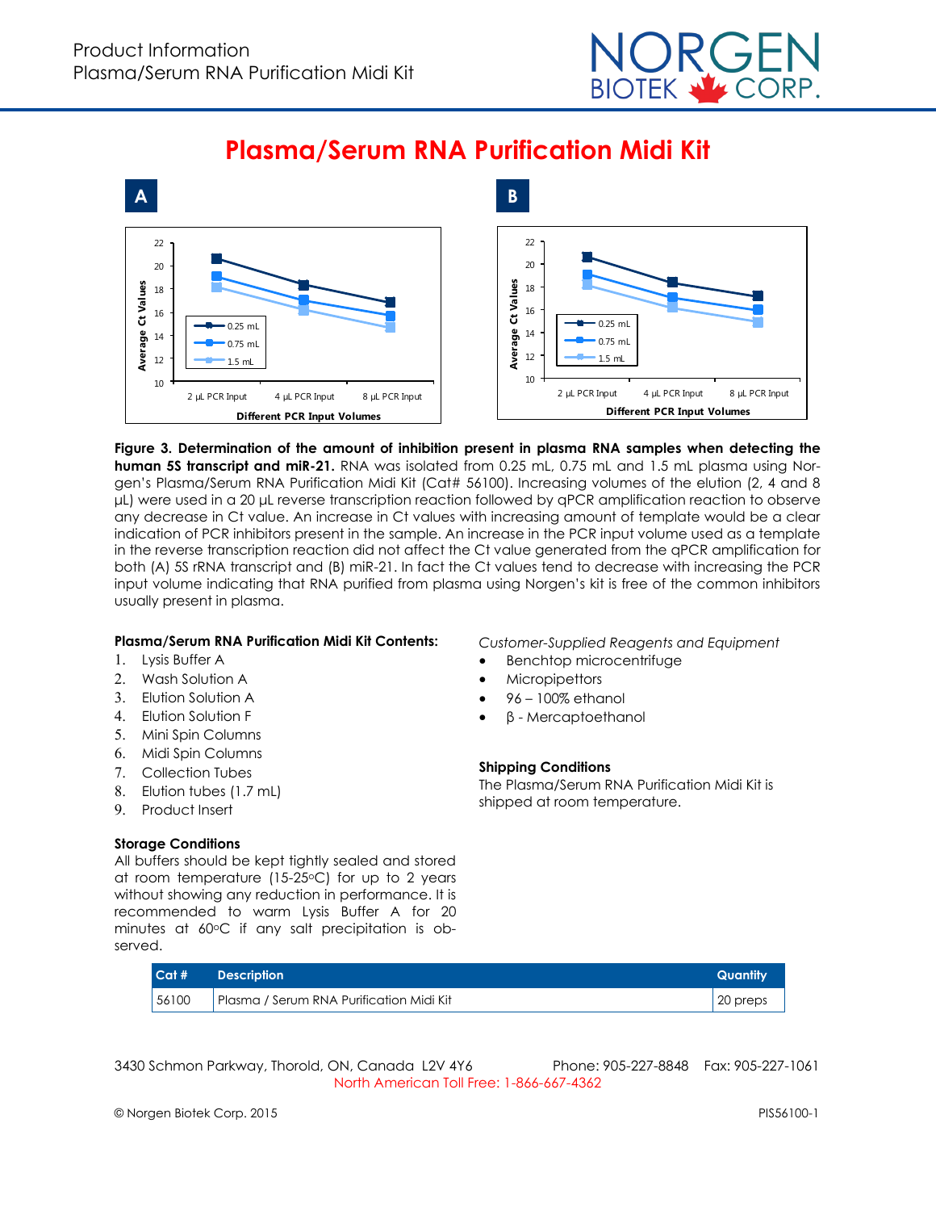# Plasma/Serum RNA Purification Midi Kit

**A**

22
20
18
16
14
12
10

Average Ct Values

0.25 mL
0.75 mL
1.5 mL

2 µL PCR Input
4 µL PCR Input
8 µL PCR Input

Different PCR Input Volumes

**B**

22
20
18
16
14
12
10

Average Ct Values

0.25 mL
0.75 mL
1.5 mL

2 µL PCR Input
4 µL PCR Input
8 µL PCR Input

Different PCR Input Volumes

**Figure 3. Determination of the amount of inhibition present in plasma RNA samples when detecting the human 5S transcript and miR-21.** RNA was isolated from 0.25 mL, 0.75 mL and 1.5 mL plasma using Norgen's Plasma/Serum RNA Purification Midi Kit (Cat# 56100). Increasing volumes of the elution (2, 4 and 8 µL) were used in a 20 µL reverse transcription reaction followed by qPCR amplification reaction to observe any decrease in Ct value. An increase in Ct values with increasing amount of template would be a clear indication of PCR inhibitors present in the sample. An increase in the PCR input volume used as a template in the reverse transcription reaction did not affect the Ct value generated from the qPCR amplification for both (A) 5S rRNA transcript and (B) miR-21. In fact the Ct values tend to decrease with increasing the PCR input volume indicating that RNA purified from plasma using Norgen's kit is free of the common inhibitors usually present in plasma.

**Plasma/Serum RNA Purification Midi Kit Contents:**

1. Lysis Buffer A
2. Wash Solution A
3. Elution Solution A
4. Elution Solution F
5. Mini Spin Columns
6. Midi Spin Columns
7. Collection Tubes
8. Elution tubes (1.7 mL)
9. Product Insert

**Storage Conditions**

All buffers should be kept tightly sealed and stored at room temperature (15-25°C) for up to 2 years without showing any reduction in performance. It is recommended to warm Lysis Buffer A for 20 minutes at 60°C if any salt precipitation is observed.

*Customer-Supplied Reagents and Equipment*

- Benchtop microcentrifuge
- Micropipettors
- 96 – 100% ethanol
- β - Mercaptoethanol

**Shipping Conditions**

The Plasma/Serum RNA Purification Midi Kit is shipped at room temperature.

| Cat # | Description | Quantity |
|---|---|---|
| 56100 | Plasma / Serum RNA Purification Midi Kit | 20 preps |

3430 Schmon Parkway, Thorold, ON, Canada L2V 4Y6 Phone: 905-227-8848 Fax: 905-227-1061
North American Toll Free: 1-866-667-4362

© Norgen Biotek Corp. 2015 PIS56100-1